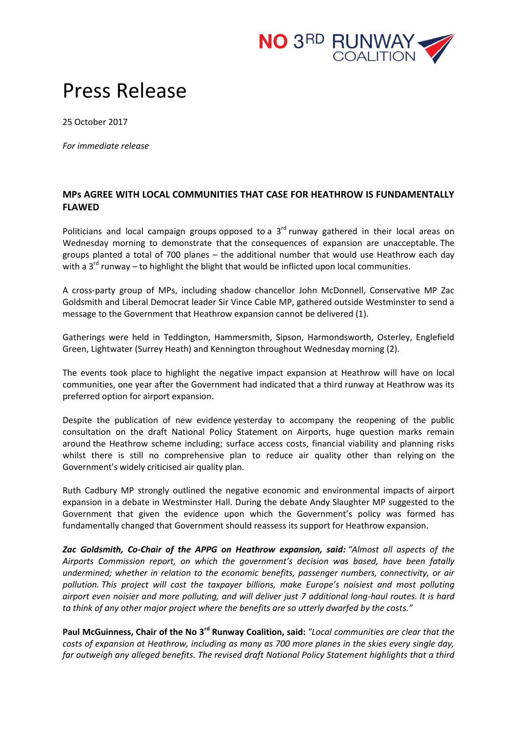NO 3RD RUNWAY COALITION

# Press Release

25 October 2017

*For immediate release*

**MPs AGREE WITH LOCAL COMMUNITIES THAT CASE FOR HEATHROW IS FUNDAMENTALLY FLAWED**

Politicians and local campaign groups opposed to a 3rd runway gathered in their local areas on Wednesday morning to demonstrate that the consequences of expansion are unacceptable. The groups planted a total of 700 planes – the additional number that would use Heathrow each day with a 3rd runway – to highlight the blight that would be inflicted upon local communities.

A cross-party group of MPs, including shadow chancellor John McDonnell, Conservative MP Zac Goldsmith and Liberal Democrat leader Sir Vince Cable MP, gathered outside Westminster to send a message to the Government that Heathrow expansion cannot be delivered (1).

Gatherings were held in Teddington, Hammersmith, Sipson, Harmondsworth, Osterley, Englefield Green, Lightwater (Surrey Heath) and Kennington throughout Wednesday morning (2).

The events took place to highlight the negative impact expansion at Heathrow will have on local communities, one year after the Government had indicated that a third runway at Heathrow was its preferred option for airport expansion.

Despite the publication of new evidence yesterday to accompany the reopening of the public consultation on the draft National Policy Statement on Airports, huge question marks remain around the Heathrow scheme including; surface access costs, financial viability and planning risks whilst there is still no comprehensive plan to reduce air quality other than relying on the Government's widely criticised air quality plan.

Ruth Cadbury MP strongly outlined the negative economic and environmental impacts of airport expansion in a debate in Westminster Hall. During the debate Andy Slaughter MP suggested to the Government that given the evidence upon which the Government's policy was formed has fundamentally changed that Government should reassess its support for Heathrow expansion.

***Zac Goldsmith, Co-Chair of the APPG on Heathrow expansion, said:*** *"Almost all aspects of the Airports Commission report, on which the government's decision was based, have been fatally undermined; whether in relation to the economic benefits, passenger numbers, connectivity, or air pollution. This project will cost the taxpayer billions, make Europe's noisiest and most polluting airport even noisier and more polluting, and will deliver just 7 additional long-haul routes. It is hard to think of any other major project where the benefits are so utterly dwarfed by the costs."*

**Paul McGuinness, Chair of the No 3rd Runway Coalition, said:** *"Local communities are clear that the costs of expansion at Heathrow, including as many as 700 more planes in the skies every single day, far outweigh any alleged benefits. The revised draft National Policy Statement highlights that a third*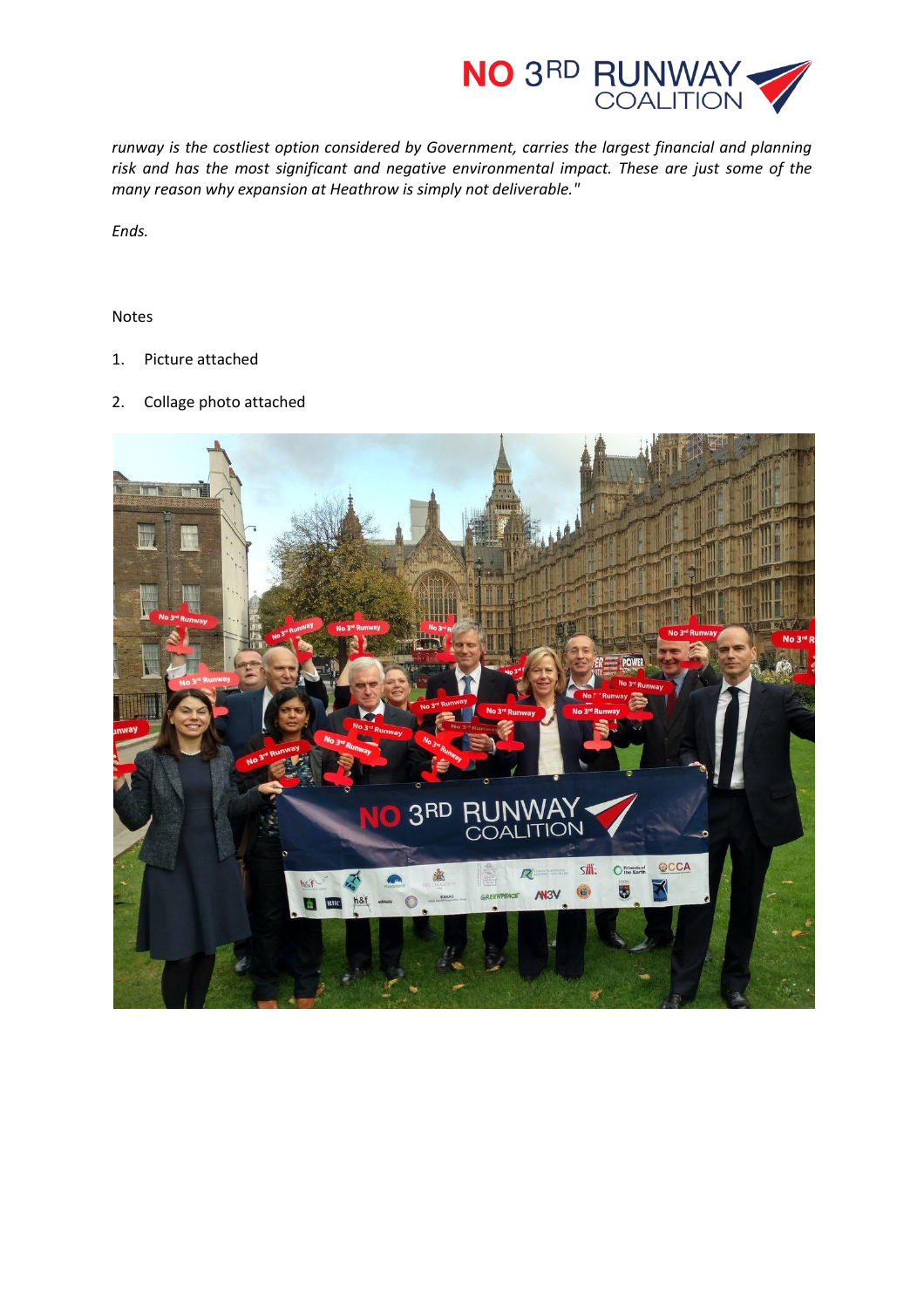*runway is the costliest option considered by Government, carries the largest financial and planning risk and has the most significant and negative environmental impact. These are just some of the many reason why expansion at Heathrow is simply not deliverable."*

*Ends.*

Notes

1. Picture attached
2. Collage photo attached